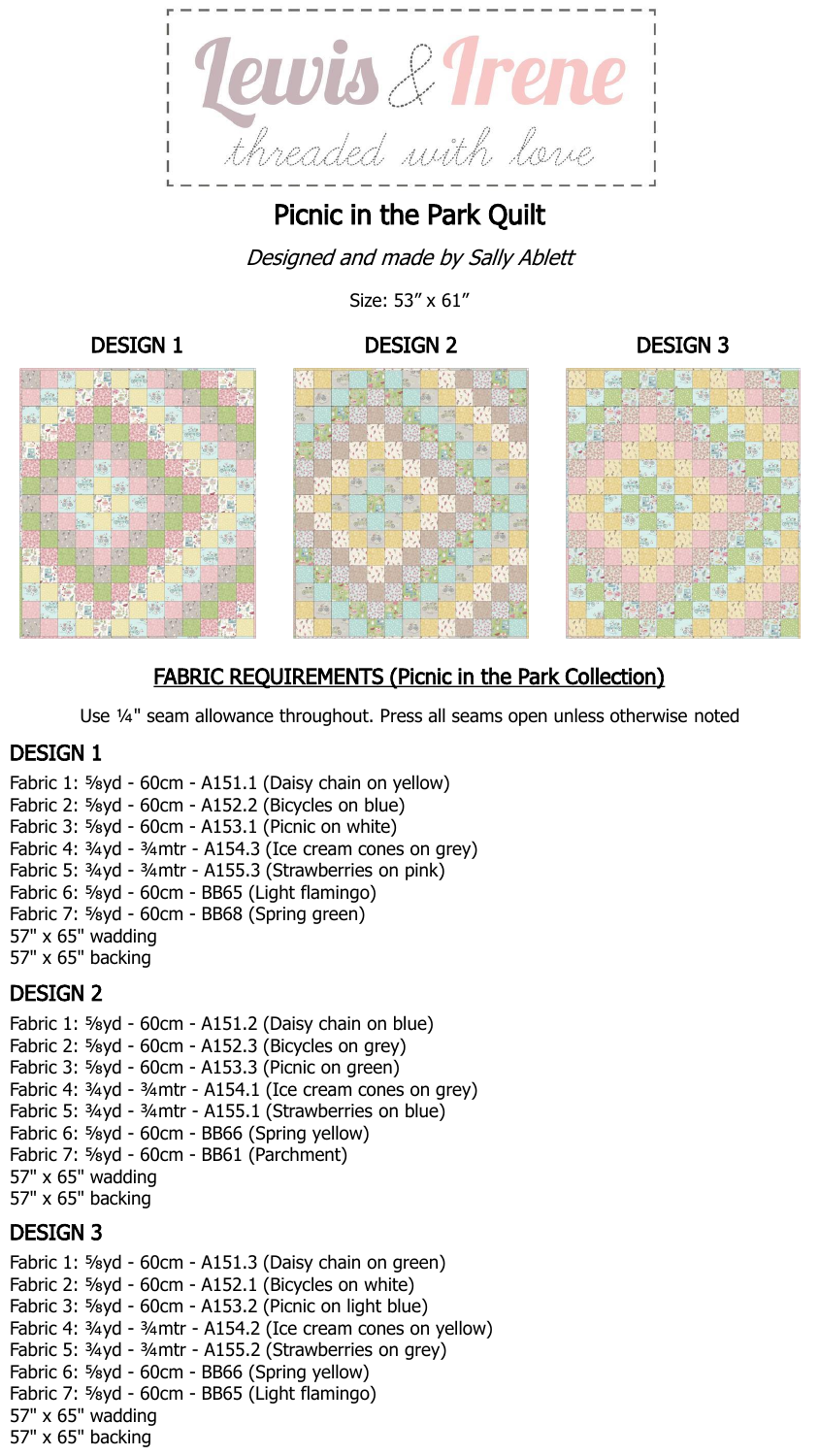Lewis & Irene

threaded with love

# Picnic in the Park Quilt

*Designed and made by Sally Ablett*

Size: 53″ x 61″

DESIGN 1 | DESIGN 2 | DESIGN 3

## FABRIC REQUIREMENTS (Picnic in the Park Collection)

Use ¼" seam allowance throughout. Press all seams open unless otherwise noted

### DESIGN 1

Fabric 1: ⅝yd - 60cm - A151.1 (Daisy chain on yellow)
Fabric 2: ⅝yd - 60cm - A152.2 (Bicycles on blue)
Fabric 3: ⅝yd - 60cm - A153.1 (Picnic on white)
Fabric 4: ¾yd - ¾mtr - A154.3 (Ice cream cones on grey)
Fabric 5: ¾yd - ¾mtr - A155.3 (Strawberries on pink)
Fabric 6: ⅝yd - 60cm - BB65 (Light flamingo)
Fabric 7: ⅝yd - 60cm - BB68 (Spring green)
57" x 65" wadding
57" x 65" backing

### DESIGN 2

Fabric 1: ⅝yd - 60cm - A151.2 (Daisy chain on blue)
Fabric 2: ⅝yd - 60cm - A152.3 (Bicycles on grey)
Fabric 3: ⅝yd - 60cm - A153.3 (Picnic on green)
Fabric 4: ¾yd - ¾mtr - A154.1 (Ice cream cones on grey)
Fabric 5: ¾yd - ¾mtr - A155.1 (Strawberries on blue)
Fabric 6: ⅝yd - 60cm - BB66 (Spring yellow)
Fabric 7: ⅝yd - 60cm - BB61 (Parchment)
57" x 65" wadding
57" x 65" backing

### DESIGN 3

Fabric 1: ⅝yd - 60cm - A151.3 (Daisy chain on green)
Fabric 2: ⅝yd - 60cm - A152.1 (Bicycles on white)
Fabric 3: ⅝yd - 60cm - A153.2 (Picnic on light blue)
Fabric 4: ¾yd - ¾mtr - A154.2 (Ice cream cones on yellow)
Fabric 5: ¾yd - ¾mtr - A155.2 (Strawberries on grey)
Fabric 6: ⅝yd - 60cm - BB66 (Spring yellow)
Fabric 7: ⅝yd - 60cm - BB65 (Light flamingo)
57" x 65" wadding
57" x 65" backing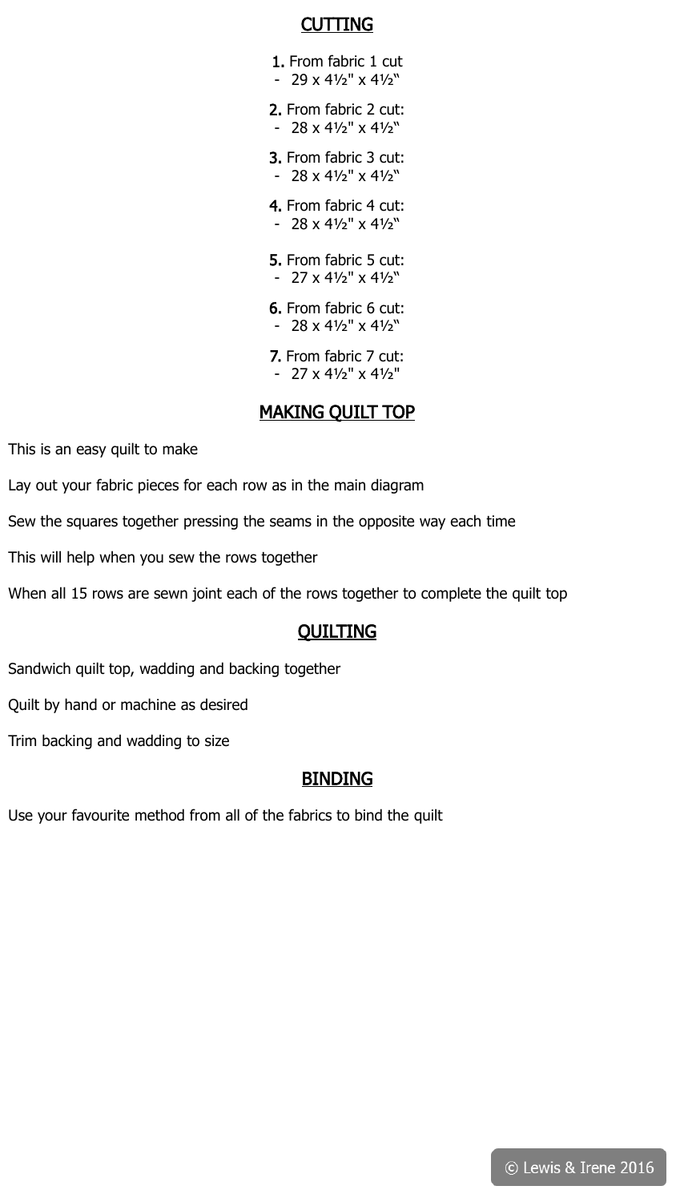## CUTTING

**1.** From fabric 1 cut
- 29 x 4½" x 4½"

**2.** From fabric 2 cut:
- 28 x 4½" x 4½"

**3.** From fabric 3 cut:
- 28 x 4½" x 4½"

**4.** From fabric 4 cut:
- 28 x 4½" x 4½"

**5.** From fabric 5 cut:
- 27 x 4½" x 4½"

**6.** From fabric 6 cut:
- 28 x 4½" x 4½"

**7.** From fabric 7 cut:
- 27 x 4½" x 4½"

## MAKING QUILT TOP

This is an easy quilt to make

Lay out your fabric pieces for each row as in the main diagram

Sew the squares together pressing the seams in the opposite way each time

This will help when you sew the rows together

When all 15 rows are sewn joint each of the rows together to complete the quilt top

## QUILTING

Sandwich quilt top, wadding and backing together

Quilt by hand or machine as desired

Trim backing and wadding to size

## BINDING

Use your favourite method from all of the fabrics to bind the quilt

© Lewis & Irene 2016